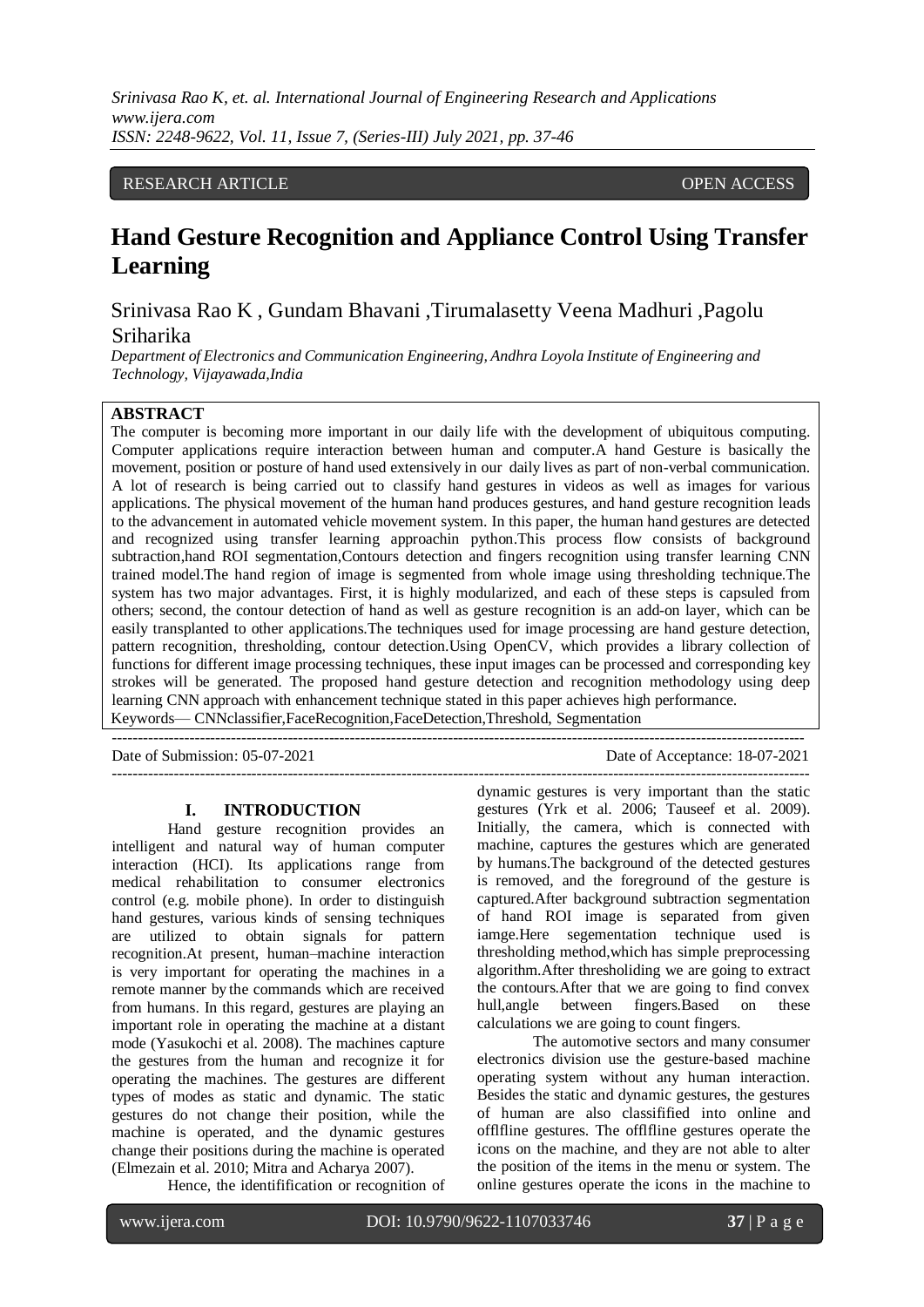RESEARCH ARTICLE OPEN ACCESS

# Hand Gesture Recognition and Appliance Control Using Transfer Learning

Srinivasa Rao K , Gundam Bhavani ,Tirumalasetty Veena Madhuri ,Pagolu Sriharika

*Department of Electronics and Communication Engineering, Andhra Loyola Institute of Engineering and Technology, Vijayawada,India*

## ABSTRACT

The computer is becoming more important in our daily life with the development of ubiquitous computing. Computer applications require interaction between human and computer.A hand Gesture is basically the movement, position or posture of hand used extensively in our daily lives as part of non-verbal communication. A lot of research is being carried out to classify hand gestures in videos as well as images for various applications. The physical movement of the human hand produces gestures, and hand gesture recognition leads to the advancement in automated vehicle movement system. In this paper, the human hand gestures are detected and recognized using transfer learning approachin python.This process flow consists of background subtraction,hand ROI segmentation,Contours detection and fingers recognition using transfer learning CNN trained model.The hand region of image is segmented from whole image using thresholding technique.The system has two major advantages. First, it is highly modularized, and each of these steps is capsuled from others; second, the contour detection of hand as well as gesture recognition is an add-on layer, which can be easily transplanted to other applications.The techniques used for image processing are hand gesture detection, pattern recognition, thresholding, contour detection.Using OpenCV, which provides a library collection of functions for different image processing techniques, these input images can be processed and corresponding key strokes will be generated. The proposed hand gesture detection and recognition methodology using deep learning CNN approach with enhancement technique stated in this paper achieves high performance.

Keywords— CNNclassifier,FaceRecognition,FaceDetection,Threshold, Segmentation

Date of Submission: 05-07-2021 Date of Acceptance: 18-07-2021

## I. INTRODUCTION

Hand gesture recognition provides an intelligent and natural way of human computer interaction (HCI). Its applications range from medical rehabilitation to consumer electronics control (e.g. mobile phone). In order to distinguish hand gestures, various kinds of sensing techniques are utilized to obtain signals for pattern recognition.At present, human–machine interaction is very important for operating the machines in a remote manner by the commands which are received from humans. In this regard, gestures are playing an important role in operating the machine at a distant mode (Yasukochi et al. 2008). The machines capture the gestures from the human and recognize it for operating the machines. The gestures are different types of modes as static and dynamic. The static gestures do not change their position, while the machine is operated, and the dynamic gestures change their positions during the machine is operated (Elmezain et al. 2010; Mitra and Acharya 2007).

Hence, the identification or recognition of dynamic gestures is very important than the static gestures (Yrk et al. 2006; Tauseef et al. 2009). Initially, the camera, which is connected with machine, captures the gestures which are generated by humans.The background of the detected gestures is removed, and the foreground of the gesture is captured.After background subtraction segmentation of hand ROI image is separated from given iamge.Here segementation technique used is thresholding method,which has simple preprocessing algorithm.After thresholiding we are going to extract the contours.After that we are going to find convex hull,angle between fingers.Based on these calculations we are going to count fingers.

The automotive sectors and many consumer electronics division use the gesture-based machine operating system without any human interaction. Besides the static and dynamic gestures, the gestures of human are also classified into online and offlfline gestures. The offlfline gestures operate the icons on the machine, and they are not able to alter the position of the items in the menu or system. The online gestures operate the icons in the machine to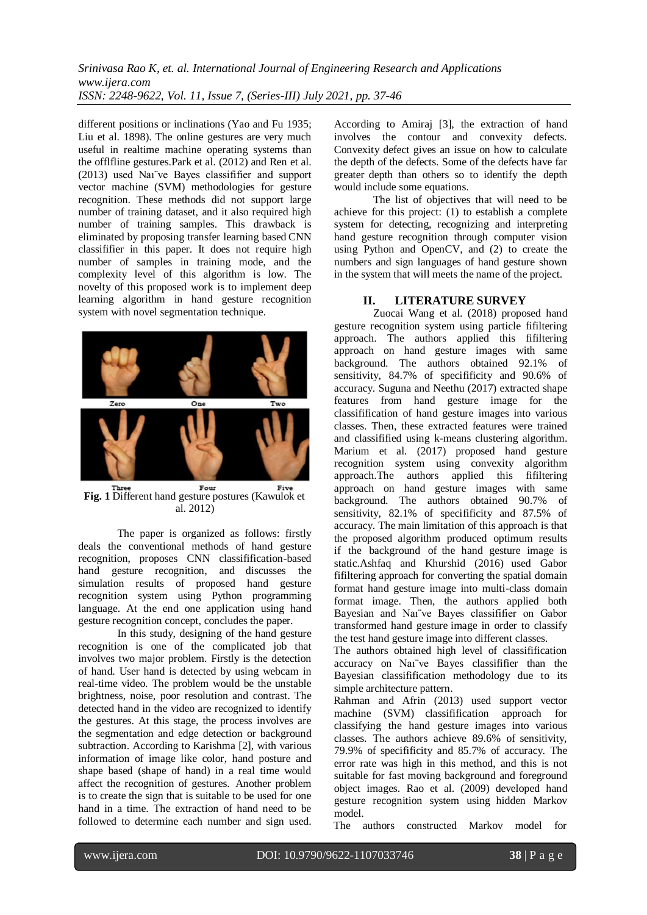different positions or inclinations (Yao and Fu 1935; Liu et al. 1898). The online gestures are very much useful in realtime machine operating systems than the offlfline gestures.Park et al. (2012) and Ren et al. (2013) used Naı¨ve Bayes classififier and support vector machine (SVM) methodologies for gesture recognition. These methods did not support large number of training dataset, and it also required high number of training samples. This drawback is eliminated by proposing transfer learning based CNN classififier in this paper. It does not require high number of samples in training mode, and the complexity level of this algorithm is low. The novelty of this proposed work is to implement deep learning algorithm in hand gesture recognition system with novel segmentation technique.

Zero One Two

Three Four Five

**Fig. 1** Different hand gesture postures (Kawulok et al. 2012)

The paper is organized as follows: firstly deals the conventional methods of hand gesture recognition, proposes CNN classification-based hand gesture recognition, and discusses the simulation results of proposed hand gesture recognition system using Python programming language. At the end one application using hand gesture recognition concept, concludes the paper.

In this study, designing of the hand gesture recognition is one of the complicated job that involves two major problem. Firstly is the detection of hand. User hand is detected by using webcam in real-time video. The problem would be the unstable brightness, noise, poor resolution and contrast. The detected hand in the video are recognized to identify the gestures. At this stage, the process involves are the segmentation and edge detection or background subtraction. According to Karishma [2], with various information of image like color, hand posture and shape based (shape of hand) in a real time would affect the recognition of gestures. Another problem is to create the sign that is suitable to be used for one hand in a time. The extraction of hand need to be followed to determine each number and sign used. According to Amiraj [3], the extraction of hand involves the contour and convexity defects. Convexity defect gives an issue on how to calculate the depth of the defects. Some of the defects have far greater depth than others so to identify the depth would include some equations.

The list of objectives that will need to be achieve for this project: (1) to establish a complete system for detecting, recognizing and interpreting hand gesture recognition through computer vision using Python and OpenCV, and (2) to create the numbers and sign languages of hand gesture shown in the system that will meets the name of the project.

## II. LITERATURE SURVEY

Zuocai Wang et al. (2018) proposed hand gesture recognition system using particle fifiltering approach. The authors applied this fifiltering approach on hand gesture images with same background. The authors obtained 92.1% of sensitivity, 84.7% of specifficity and 90.6% of accuracy. Suguna and Neethu (2017) extracted shape features from hand gesture image for the classification of hand gesture images into various classes. Then, these extracted features were trained and classified using k-means clustering algorithm. Marium et al. (2017) proposed hand gesture recognition system using convexity algorithm approach.The authors applied this fifiltering approach on hand gesture images with same background. The authors obtained 90.7% of sensitivity, 82.1% of specifficity and 87.5% of accuracy. The main limitation of this approach is that the proposed algorithm produced optimum results if the background of the hand gesture image is static.Ashfaq and Khurshid (2016) used Gabor fifiltering approach for converting the spatial domain format hand gesture image into multi-class domain format image. Then, the authors applied both Bayesian and Naı¨ve Bayes classififier on Gabor transformed hand gesture image in order to classify the test hand gesture image into different classes.

The authors obtained high level of classification accuracy on Naı¨ve Bayes classifier than the Bayesian classification methodology due to its simple architecture pattern.

Rahman and Afrin (2013) used support vector machine (SVM) classification approach for classifying the hand gesture images into various classes. The authors achieve 89.6% of sensitivity, 79.9% of specificity and 85.7% of accuracy. The error rate was high in this method, and this is not suitable for fast moving background and foreground object images. Rao et al. (2009) developed hand gesture recognition system using hidden Markov model.

The authors constructed Markov model for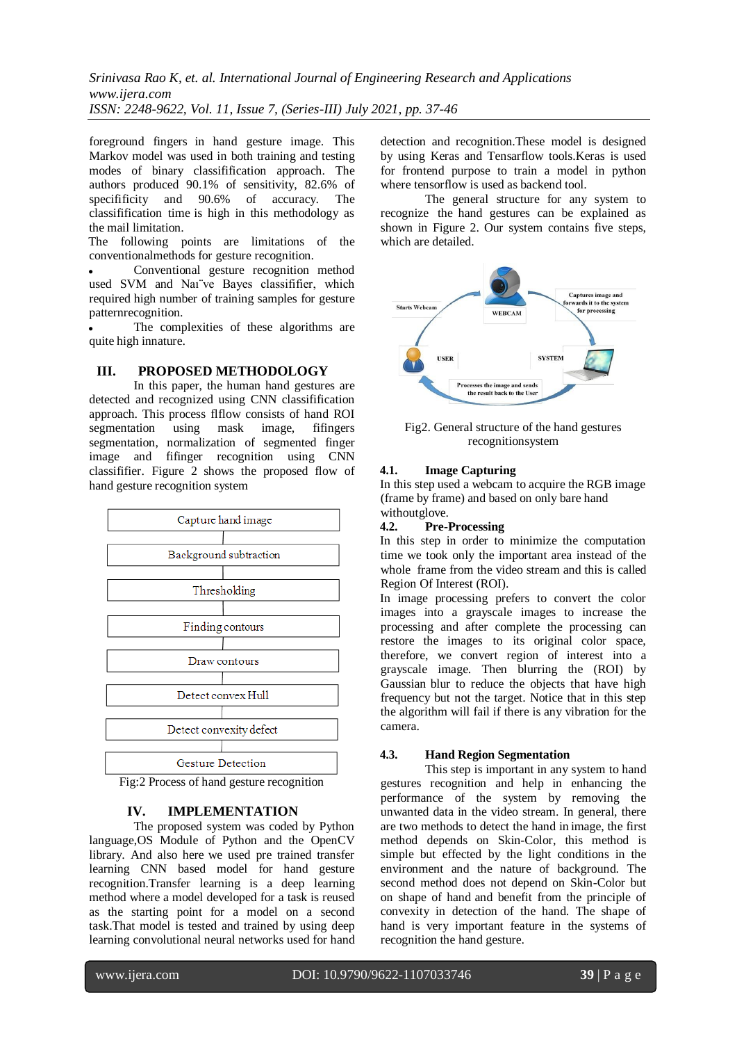foreground fingers in hand gesture image. This Markov model was used in both training and testing modes of binary classification approach. The authors produced 90.1% of sensitivity, 82.6% of specificity and 90.6% of accuracy. The classification time is high in this methodology as the mail limitation.

The following points are limitations of the conventionalmethods for gesture recognition.

- Conventional gesture recognition method used SVM and Naı¨ve Bayes classifier, which required high number of training samples for gesture patternrecognition.
- The complexities of these algorithms are quite high innature.

## III. PROPOSED METHODOLOGY

In this paper, the human hand gestures are detected and recognized using CNN classification approach. This process flflow consists of hand ROI segmentation using mask image, fifingers segmentation, normalization of segmented finger image and fifinger recognition using CNN classifier. Figure 2 shows the proposed flow of hand gesture recognition system

Capture hand image → Background subtraction → Thresholding → Finding contours → Draw contours → Detect convex Hull → Detect convexity defect → Gesture Detection

Fig:2 Process of hand gesture recognition

## IV. IMPLEMENTATION

The proposed system was coded by Python language,OS Module of Python and the OpenCV library. And also here we used pre trained transfer learning CNN based model for hand gesture recognition.Transfer learning is a deep learning method where a model developed for a task is reused as the starting point for a model on a second task.That model is tested and trained by using deep learning convolutional neural networks used for hand detection and recognition.These model is designed by using Keras and Tensarflow tools.Keras is used for frontend purpose to train a model in python where tensorflow is used as backend tool.

The general structure for any system to recognize the hand gestures can be explained as shown in Figure 2. Our system contains five steps, which are detailed.

Fig2. General structure of the hand gestures recognitionsystem

### 4.1. Image Capturing

In this step used a webcam to acquire the RGB image (frame by frame) and based on only bare hand withoutglove.

### 4.2. Pre-Processing

In this step in order to minimize the computation time we took only the important area instead of the whole frame from the video stream and this is called Region Of Interest (ROI).

In image processing prefers to convert the color images into a grayscale images to increase the processing and after complete the processing can restore the images to its original color space, therefore, we convert region of interest into a grayscale image. Then blurring the (ROI) by Gaussian blur to reduce the objects that have high frequency but not the target. Notice that in this step the algorithm will fail if there is any vibration for the camera.

### 4.3. Hand Region Segmentation

This step is important in any system to hand gestures recognition and help in enhancing the performance of the system by removing the unwanted data in the video stream. In general, there are two methods to detect the hand in image, the first method depends on Skin-Color, this method is simple but effected by the light conditions in the environment and the nature of background. The second method does not depend on Skin-Color but on shape of hand and benefit from the principle of convexity in detection of the hand. The shape of hand is very important feature in the systems of recognition the hand gesture.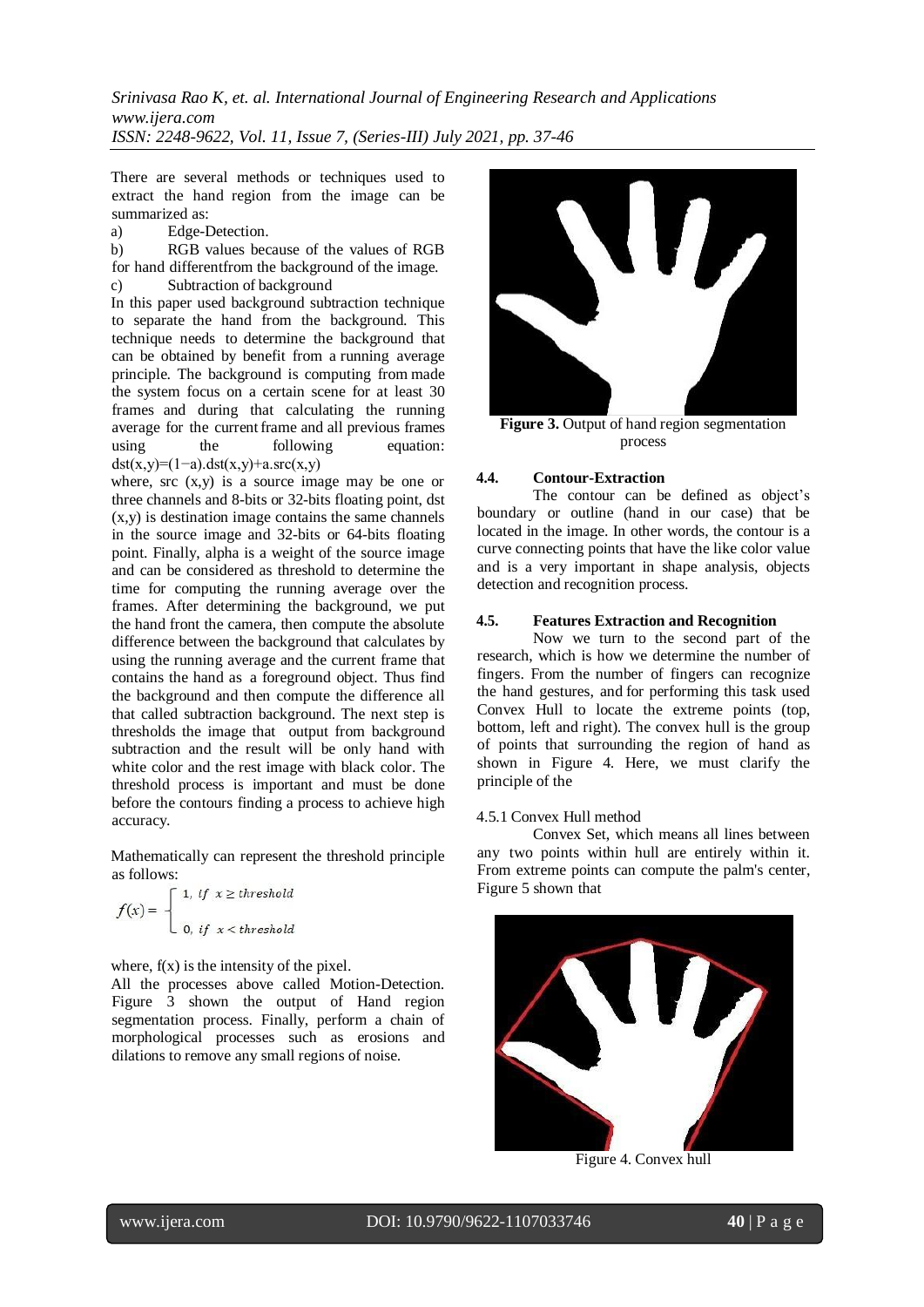There are several methods or techniques used to extract the hand region from the image can be summarized as:

a) Edge-Detection.

b) RGB values because of the values of RGB for hand differentfrom the background of the image.

c) Subtraction of background

In this paper used background subtraction technique to separate the hand from the background. This technique needs to determine the background that can be obtained by benefit from a running average principle. The background is computing from made the system focus on a certain scene for at least 30 frames and during that calculating the running average for the current frame and all previous frames using the following equation: $dst(x,y)=(1-a).dst(x,y)+a.src(x,y)$

where, src (x,y) is a source image may be one or three channels and 8-bits or 32-bits floating point, dst (x,y) is destination image contains the same channels in the source image and 32-bits or 64-bits floating point. Finally, alpha is a weight of the source image and can be considered as threshold to determine the time for computing the running average over the frames. After determining the background, we put the hand front the camera, then compute the absolute difference between the background that calculates by using the running average and the current frame that contains the hand as a foreground object. Thus find the background and then compute the difference all that called subtraction background. The next step is thresholds the image that output from background subtraction and the result will be only hand with white color and the rest image with black color. The threshold process is important and must be done before the contours finding a process to achieve high accuracy.

Mathematically can represent the threshold principle as follows:

$$f(x) = \begin{cases} 1, \ if \ x \geq threshold \\ 0, \ if \ x < threshold \end{cases}$$

where, f(x) is the intensity of the pixel.

All the processes above called Motion-Detection. Figure 3 shown the output of Hand region segmentation process. Finally, perform a chain of morphological processes such as erosions and dilations to remove any small regions of noise.

**Figure 3.** Output of hand region segmentation process

### 4.4. Contour-Extraction

The contour can be defined as object's boundary or outline (hand in our case) that be located in the image. In other words, the contour is a curve connecting points that have the like color value and is a very important in shape analysis, objects detection and recognition process.

### 4.5. Features Extraction and Recognition

Now we turn to the second part of the research, which is how we determine the number of fingers. From the number of fingers can recognize the hand gestures, and for performing this task used Convex Hull to locate the extreme points (top, bottom, left and right). The convex hull is the group of points that surrounding the region of hand as shown in Figure 4. Here, we must clarify the principle of the

#### 4.5.1 Convex Hull method

Convex Set, which means all lines between any two points within hull are entirely within it. From extreme points can compute the palm's center, Figure 5 shown that

Figure 4. Convex hull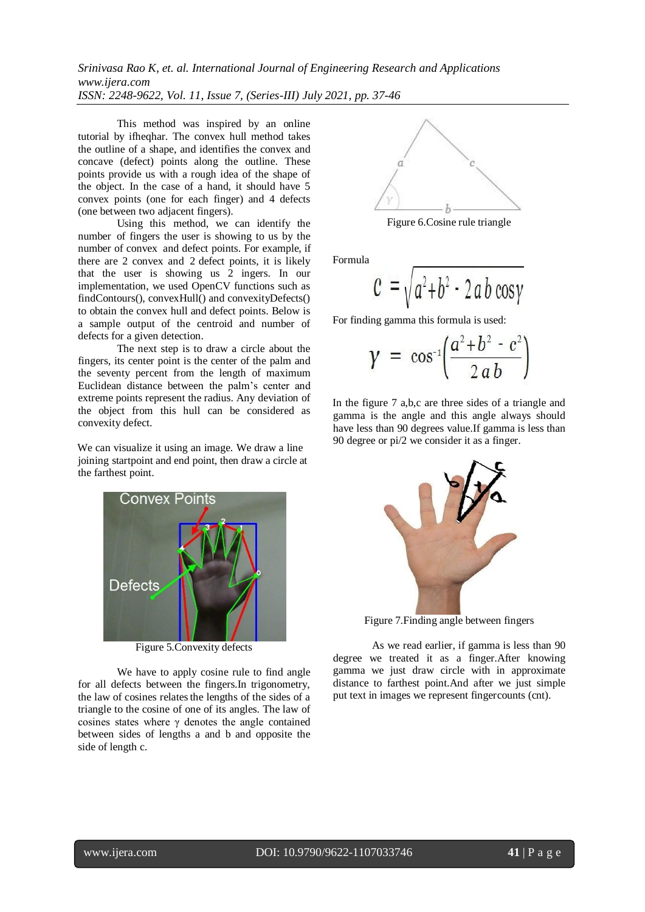This method was inspired by an online tutorial by ifheqhar. The convex hull method takes the outline of a shape, and identifies the convex and concave (defect) points along the outline. These points provide us with a rough idea of the shape of the object. In the case of a hand, it should have 5 convex points (one for each finger) and 4 defects (one between two adjacent fingers).

Using this method, we can identify the number of fingers the user is showing to us by the number of convex and defect points. For example, if there are 2 convex and 2 defect points, it is likely that the user is showing 2 ingers. In our implementation, we used OpenCV functions such as findContours(), convexHull() and convexityDefects() to obtain the convex hull and defect points. Below is a sample output of the centroid and number of defects for a given detection.

The next step is to draw a circle about the fingers, its center point is the center of the palm and the seventy percent from the length of maximum Euclidean distance between the palm's center and extreme points represent the radius. Any deviation of the object from this hull can be considered as convexity defect.

We can visualize it using an image. We draw a line joining startpoint and end point, then draw a circle at the farthest point.

Figure 5.Convexity defects

We have to apply cosine rule to find angle for all defects between the fingers.In trigonometry, the law of cosines relates the lengths of the sides of a triangle to the cosine of one of its angles. The law of cosines states where γ denotes the angle contained between sides of lengths a and b and opposite the side of length c.

Figure 6.Cosine rule triangle

Formula

$$c = \sqrt{a^2 + b^2 - 2ab\cos\gamma}$$

For finding gamma this formula is used:

$$\gamma = \cos^{-1}\left(\frac{a^2 + b^2 - c^2}{2ab}\right)$$

In the figure 7 a,b,c are three sides of a triangle and gamma is the angle and this angle always should have less than 90 degrees value.If gamma is less than 90 degree or pi/2 we consider it as a finger.

Figure 7.Finding angle between fingers

As we read earlier, if gamma is less than 90 degree we treated it as a finger.After knowing gamma we just draw circle with in approximate distance to farthest point.And after we just simple put text in images we represent fingercounts (cnt).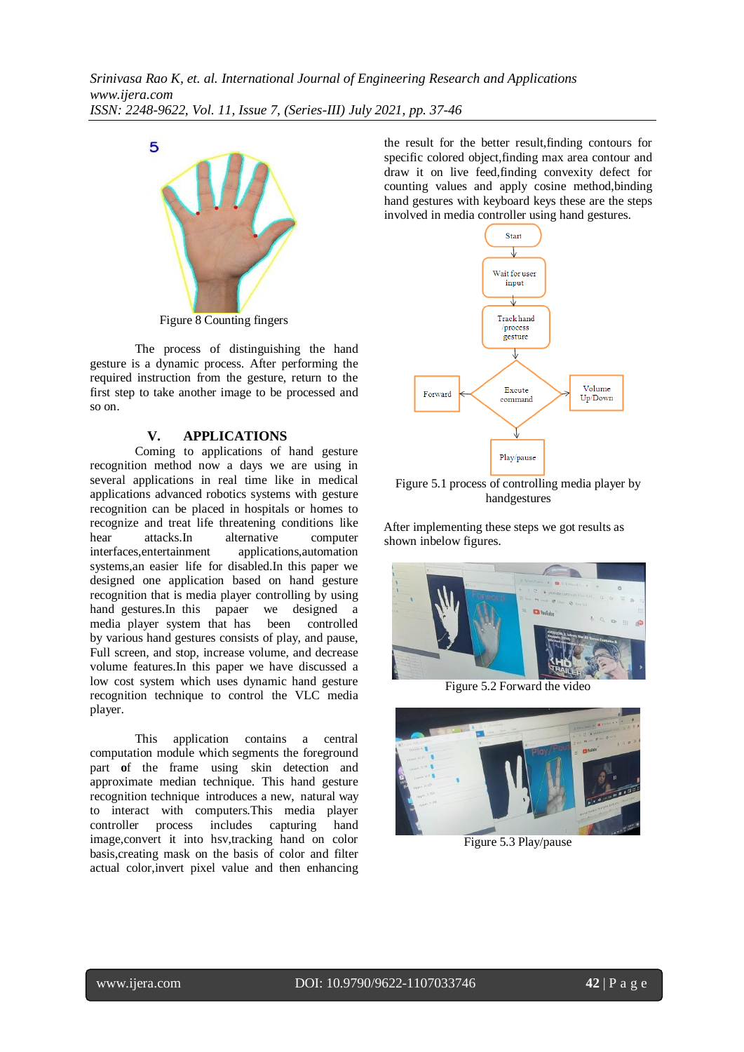Figure 8 Counting fingers

The process of distinguishing the hand gesture is a dynamic process. After performing the required instruction from the gesture, return to the first step to take another image to be processed and so on.

## V. APPLICATIONS

Coming to applications of hand gesture recognition method now a days we are using in several applications in real time like in medical applications advanced robotics systems with gesture recognition can be placed in hospitals or homes to recognize and treat life threatening conditions like hear attacks.In alternative computer interfaces,entertainment applications,automation systems,an easier life for disabled.In this paper we designed one application based on hand gesture recognition that is media player controlling by using hand gestures.In this papaer we designed a media player system that has been controlled by various hand gestures consists of play, and pause, Full screen, and stop, increase volume, and decrease volume features.In this paper we have discussed a low cost system which uses dynamic hand gesture recognition technique to control the VLC media player.

This application contains a central computation module which segments the foreground part **of** the frame using skin detection and approximate median technique. This hand gesture recognition technique introduces a new, natural way to interact with computers.This media player controller process includes capturing hand image,convert it into hsv,tracking hand on color basis,creating mask on the basis of color and filter actual color,invert pixel value and then enhancing the result for the better result,finding contours for specific colored object,finding max area contour and draw it on live feed,finding convexity defect for counting values and apply cosine method,binding hand gestures with keyboard keys these are the steps involved in media controller using hand gestures.

Figure 5.1 process of controlling media player by handgestures

After implementing these steps we got results as shown inbelow figures.

Figure 5.2 Forward the video

Figure 5.3 Play/pause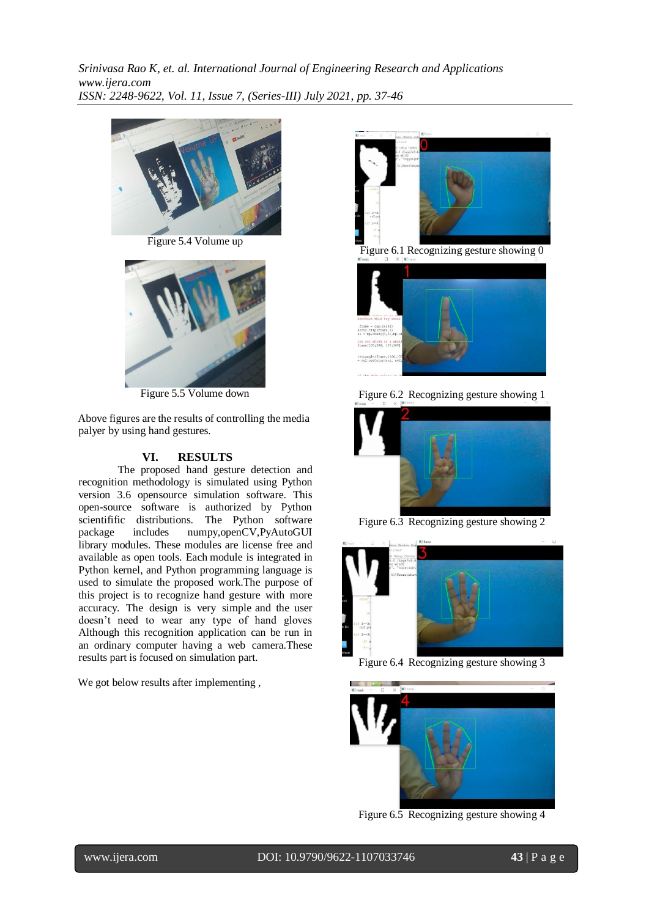Figure 5.4 Volume up

Figure 5.5 Volume down

Above figures are the results of controlling the media palyer by using hand gestures.

## VI. RESULTS

The proposed hand gesture detection and recognition methodology is simulated using Python version 3.6 opensource simulation software. This open-source software is authorized by Python scientifific distributions. The Python software package includes numpy,openCV,PyAutoGUI library modules. These modules are license free and available as open tools. Each module is integrated in Python kernel, and Python programming language is used to simulate the proposed work.The purpose of this project is to recognize hand gesture with more accuracy. The design is very simple and the user doesn't need to wear any type of hand gloves Although this recognition application can be run in an ordinary computer having a web camera.These results part is focused on simulation part.

We got below results after implementing ,

Figure 6.1 Recognizing gesture showing 0

Figure 6.2 Recognizing gesture showing 1

Figure 6.3 Recognizing gesture showing 2

Figure 6.4 Recognizing gesture showing 3

Figure 6.5 Recognizing gesture showing 4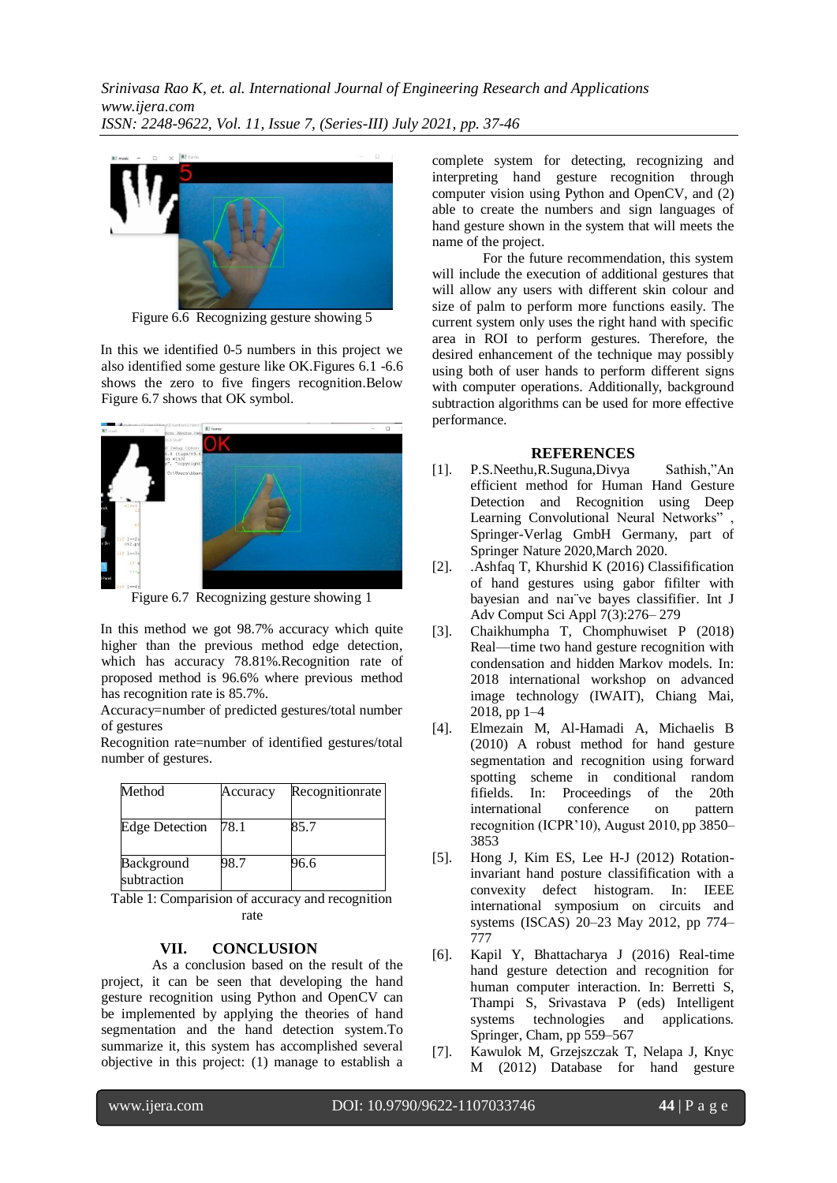Figure 6.6 Recognizing gesture showing 5

In this we identified 0-5 numbers in this project we also identified some gesture like OK.Figures 6.1 -6.6 shows the zero to five fingers recognition.Below Figure 6.7 shows that OK symbol.

Figure 6.7 Recognizing gesture showing 1

In this method we got 98.7% accuracy which quite higher than the previous method edge detection, which has accuracy 78.81%.Recognition rate of proposed method is 96.6% where previous method has recognition rate is 85.7%.

Accuracy=number of predicted gestures/total number of gestures

Recognition rate=number of identified gestures/total number of gestures.

| Method | Accuracy | Recognitionrate |
|---|---|---|
| Edge Detection | 78.1 | 85.7 |
| Background subtraction | 98.7 | 96.6 |

Table 1: Comparision of accuracy and recognition rate

## VII. CONCLUSION

As a conclusion based on the result of the project, it can be seen that developing the hand gesture recognition using Python and OpenCV can be implemented by applying the theories of hand segmentation and the hand detection system.To summarize it, this system has accomplished several objective in this project: (1) manage to establish a complete system for detecting, recognizing and interpreting hand gesture recognition through computer vision using Python and OpenCV, and (2) able to create the numbers and sign languages of hand gesture shown in the system that will meets the name of the project.

For the future recommendation, this system will include the execution of additional gestures that will allow any users with different skin colour and size of palm to perform more functions easily. The current system only uses the right hand with specific area in ROI to perform gestures. Therefore, the desired enhancement of the technique may possibly using both of user hands to perform different signs with computer operations. Additionally, background subtraction algorithms can be used for more effective performance.

## REFERENCES

[1]. P.S.Neethu,R.Suguna,Divya Sathish,"An efficient method for Human Hand Gesture Detection and Recognition using Deep Learning Convolutional Neural Networks" , Springer-Verlag GmbH Germany, part of Springer Nature 2020,March 2020.

[2]. .Ashfaq T, Khurshid K (2016) Classification of hand gestures using gabor fifilter with bayesian and naı¨ve bayes classifier. Int J Adv Comput Sci Appl 7(3):276– 279

[3]. Chaikhumpha T, Chomphuwiset P (2018) Real—time two hand gesture recognition with condensation and hidden Markov models. In: 2018 international workshop on advanced image technology (IWAIT), Chiang Mai, 2018, pp 1–4

[4]. Elmezain M, Al-Hamadi A, Michaelis B (2010) A robust method for hand gesture segmentation and recognition using forward spotting scheme in conditional random fifields. In: Proceedings of the 20th international conference on pattern recognition (ICPR'10), August 2010, pp 3850–3853

[5]. Hong J, Kim ES, Lee H-J (2012) Rotation-invariant hand posture classification with a convexity defect histogram. In: IEEE international symposium on circuits and systems (ISCAS) 20–23 May 2012, pp 774–777

[6]. Kapil Y, Bhattacharya J (2016) Real-time hand gesture detection and recognition for human computer interaction. In: Berretti S, Thampi S, Srivastava P (eds) Intelligent systems technologies and applications. Springer, Cham, pp 559–567

[7]. Kawulok M, Grzejszczak T, Nelapa J, Knyc M (2012) Database for hand gesture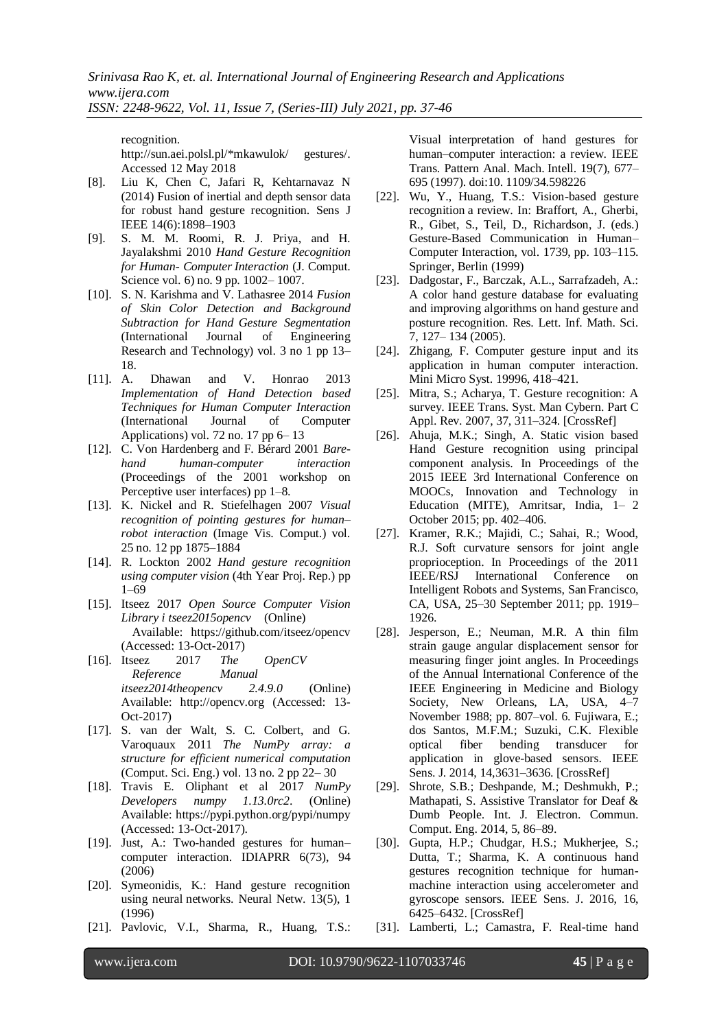recognition. http://sun.aei.polsl.pl/*mkawulok/ gestures/. Accessed 12 May 2018

[8]. Liu K, Chen C, Jafari R, Kehtarnavaz N (2014) Fusion of inertial and depth sensor data for robust hand gesture recognition. Sens J IEEE 14(6):1898–1903

[9]. S. M. M. Roomi, R. J. Priya, and H. Jayalakshmi 2010 *Hand Gesture Recognition for Human- Computer Interaction* (J. Comput. Science vol. 6) no. 9 pp. 1002– 1007.

[10]. S. N. Karishma and V. Lathasree 2014 *Fusion of Skin Color Detection and Background Subtraction for Hand Gesture Segmentation* (International Journal of Engineering Research and Technology) vol. 3 no 1 pp 13–18.

[11]. A. Dhawan and V. Honrao 2013 *Implementation of Hand Detection based Techniques for Human Computer Interaction* (International Journal of Computer Applications) vol. 72 no. 17 pp 6– 13

[12]. C. Von Hardenberg and F. Bérard 2001 *Bare-hand human-computer interaction* (Proceedings of the 2001 workshop on Perceptive user interfaces) pp 1–8.

[13]. K. Nickel and R. Stiefelhagen 2007 *Visual recognition of pointing gestures for human–robot interaction* (Image Vis. Comput.) vol. 25 no. 12 pp 1875–1884

[14]. R. Lockton 2002 *Hand gesture recognition using computer vision* (4th Year Proj. Rep.) pp 1–69

[15]. Itseez 2017 *Open Source Computer Vision Library i tseez2015opencv* (Online) Available: https://github.com/itseez/opencv (Accessed: 13-Oct-2017)

[16]. Itseez 2017 *The OpenCV Reference Manual itseez2014theopencv 2.4.9.0* (Online) Available: http://opencv.org (Accessed: 13-Oct-2017)

[17]. S. van der Walt, S. C. Colbert, and G. Varoquaux 2011 *The NumPy array: a structure for efficient numerical computation* (Comput. Sci. Eng.) vol. 13 no. 2 pp 22– 30

[18]. Travis E. Oliphant et al 2017 *NumPy Developers numpy 1.13.0rc2*. (Online) Available: https://pypi.python.org/pypi/numpy (Accessed: 13-Oct-2017).

[19]. Just, A.: Two-handed gestures for human–computer interaction. IDIAPRR 6(73), 94 (2006)

[20]. Symeonidis, K.: Hand gesture recognition using neural networks. Neural Netw. 13(5), 1 (1996)

[21]. Pavlovic, V.I., Sharma, R., Huang, T.S.: Visual interpretation of hand gestures for human–computer interaction: a review. IEEE Trans. Pattern Anal. Mach. Intell. 19(7), 677–695 (1997). doi:10. 1109/34.598226

[22]. Wu, Y., Huang, T.S.: Vision-based gesture recognition a review. In: Braffort, A., Gherbi, R., Gibet, S., Teil, D., Richardson, J. (eds.) Gesture-Based Communication in Human–Computer Interaction, vol. 1739, pp. 103–115. Springer, Berlin (1999)

[23]. Dadgostar, F., Barczak, A.L., Sarrafzadeh, A.: A color hand gesture database for evaluating and improving algorithms on hand gesture and posture recognition. Res. Lett. Inf. Math. Sci. 7, 127– 134 (2005).

[24]. Zhigang, F. Computer gesture input and its application in human computer interaction. Mini Micro Syst. 19996, 418–421.

[25]. Mitra, S.; Acharya, T. Gesture recognition: A survey. IEEE Trans. Syst. Man Cybern. Part C Appl. Rev. 2007, 37, 311–324. [CrossRef]

[26]. Ahuja, M.K.; Singh, A. Static vision based Hand Gesture recognition using principal component analysis. In Proceedings of the 2015 IEEE 3rd International Conference on MOOCs, Innovation and Technology in Education (MITE), Amritsar, India, 1– 2 October 2015; pp. 402–406.

[27]. Kramer, R.K.; Majidi, C.; Sahai, R.; Wood, R.J. Soft curvature sensors for joint angle proprioception. In Proceedings of the 2011 IEEE/RSJ International Conference on Intelligent Robots and Systems, San Francisco, CA, USA, 25–30 September 2011; pp. 1919–1926.

[28]. Jesperson, E.; Neuman, M.R. A thin film strain gauge angular displacement sensor for measuring finger joint angles. In Proceedings of the Annual International Conference of the IEEE Engineering in Medicine and Biology Society, New Orleans, LA, USA, 4–7 November 1988; pp. 807–vol. 6. Fujiwara, E.; dos Santos, M.F.M.; Suzuki, C.K. Flexible optical fiber bending transducer for application in glove-based sensors. IEEE Sens. J. 2014, 14,3631–3636. [CrossRef]

[29]. Shrote, S.B.; Deshpande, M.; Deshmukh, P.; Mathapati, S. Assistive Translator for Deaf & Dumb People. Int. J. Electron. Commun. Comput. Eng. 2014, 5, 86–89.

[30]. Gupta, H.P.; Chudgar, H.S.; Mukherjee, S.; Dutta, T.; Sharma, K. A continuous hand gestures recognition technique for human-machine interaction using accelerometer and gyroscope sensors. IEEE Sens. J. 2016, 16, 6425–6432. [CrossRef]

[31]. Lamberti, L.; Camastra, F. Real-time hand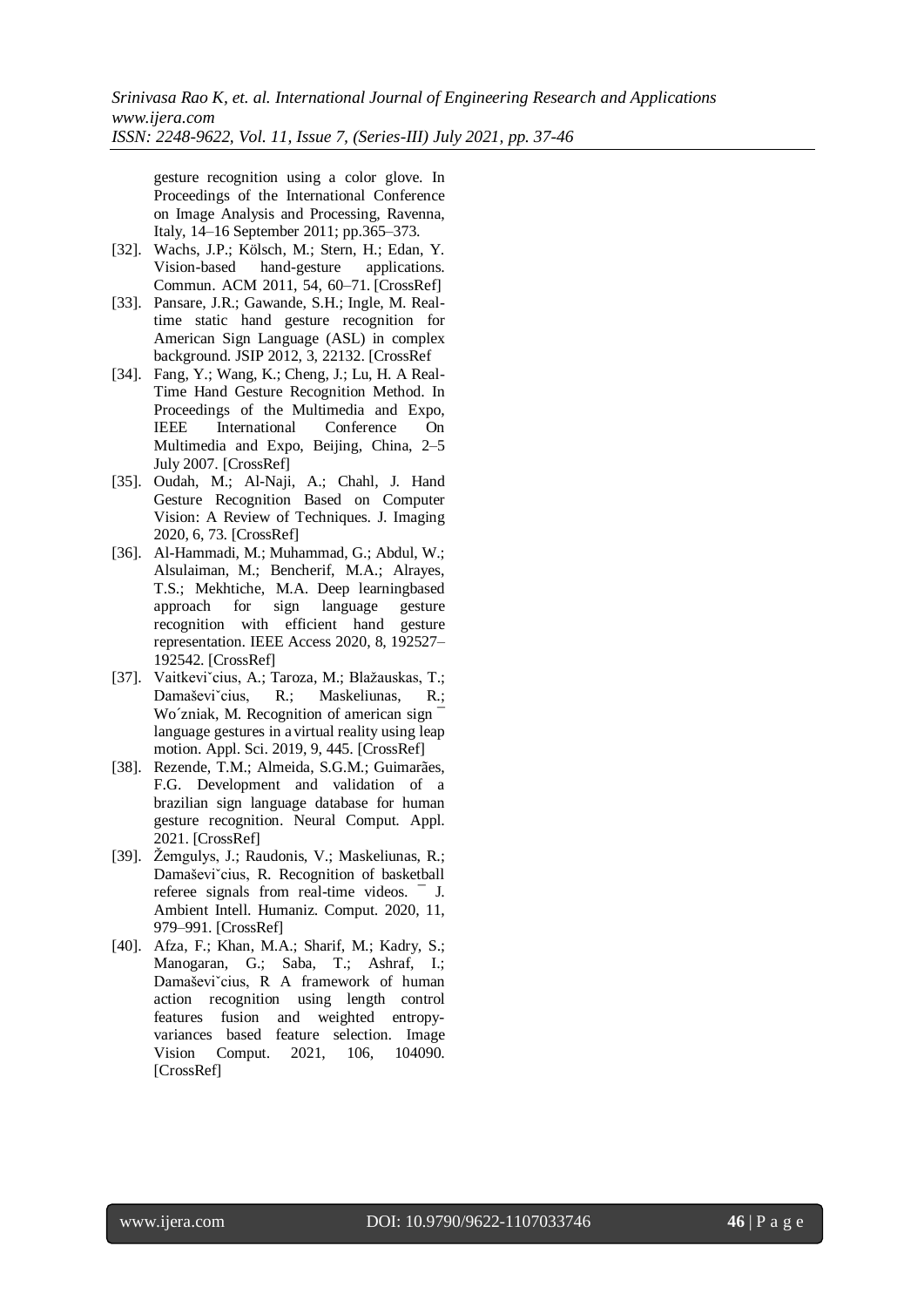gesture recognition using a color glove. In Proceedings of the International Conference on Image Analysis and Processing, Ravenna, Italy, 14–16 September 2011; pp.365–373.

[32]. Wachs, J.P.; Kölsch, M.; Stern, H.; Edan, Y. Vision-based hand-gesture applications. Commun. ACM 2011, 54, 60–71. [CrossRef]

[33]. Pansare, J.R.; Gawande, S.H.; Ingle, M. Real-time static hand gesture recognition for American Sign Language (ASL) in complex background. JSIP 2012, 3, 22132. [CrossRef

[34]. Fang, Y.; Wang, K.; Cheng, J.; Lu, H. A Real-Time Hand Gesture Recognition Method. In Proceedings of the Multimedia and Expo, IEEE International Conference On Multimedia and Expo, Beijing, China, 2–5 July 2007. [CrossRef]

[35]. Oudah, M.; Al-Naji, A.; Chahl, J. Hand Gesture Recognition Based on Computer Vision: A Review of Techniques. J. Imaging 2020, 6, 73. [CrossRef]

[36]. Al-Hammadi, M.; Muhammad, G.; Abdul, W.; Alsulaiman, M.; Bencherif, M.A.; Alrayes, T.S.; Mekhtiche, M.A. Deep learningbased approach for sign language gesture recognition with efficient hand gesture representation. IEEE Access 2020, 8, 192527–192542. [CrossRef]

[37]. Vaitkeviˇcius, A.; Taroza, M.; Blažauskas, T.; Damaševiˇcius, R.; Maskeliunas, R.; Wo´zniak, M. Recognition of american sign ¯ language gestures in a virtual reality using leap motion. Appl. Sci. 2019, 9, 445. [CrossRef]

[38]. Rezende, T.M.; Almeida, S.G.M.; Guimarães, F.G. Development and validation of a brazilian sign language database for human gesture recognition. Neural Comput. Appl. 2021. [CrossRef]

[39]. Žemgulys, J.; Raudonis, V.; Maskeliunas, R.; Damaševiˇcius, R. Recognition of basketball referee signals from real-time videos. ¯ J. Ambient Intell. Humaniz. Comput. 2020, 11, 979–991. [CrossRef]

[40]. Afza, F.; Khan, M.A.; Sharif, M.; Kadry, S.; Manogaran, G.; Saba, T.; Ashraf, I.; Damaševiˇcius, R A framework of human action recognition using length control features fusion and weighted entropy-variances based feature selection. Image Vision Comput. 2021, 106, 104090. [CrossRef]